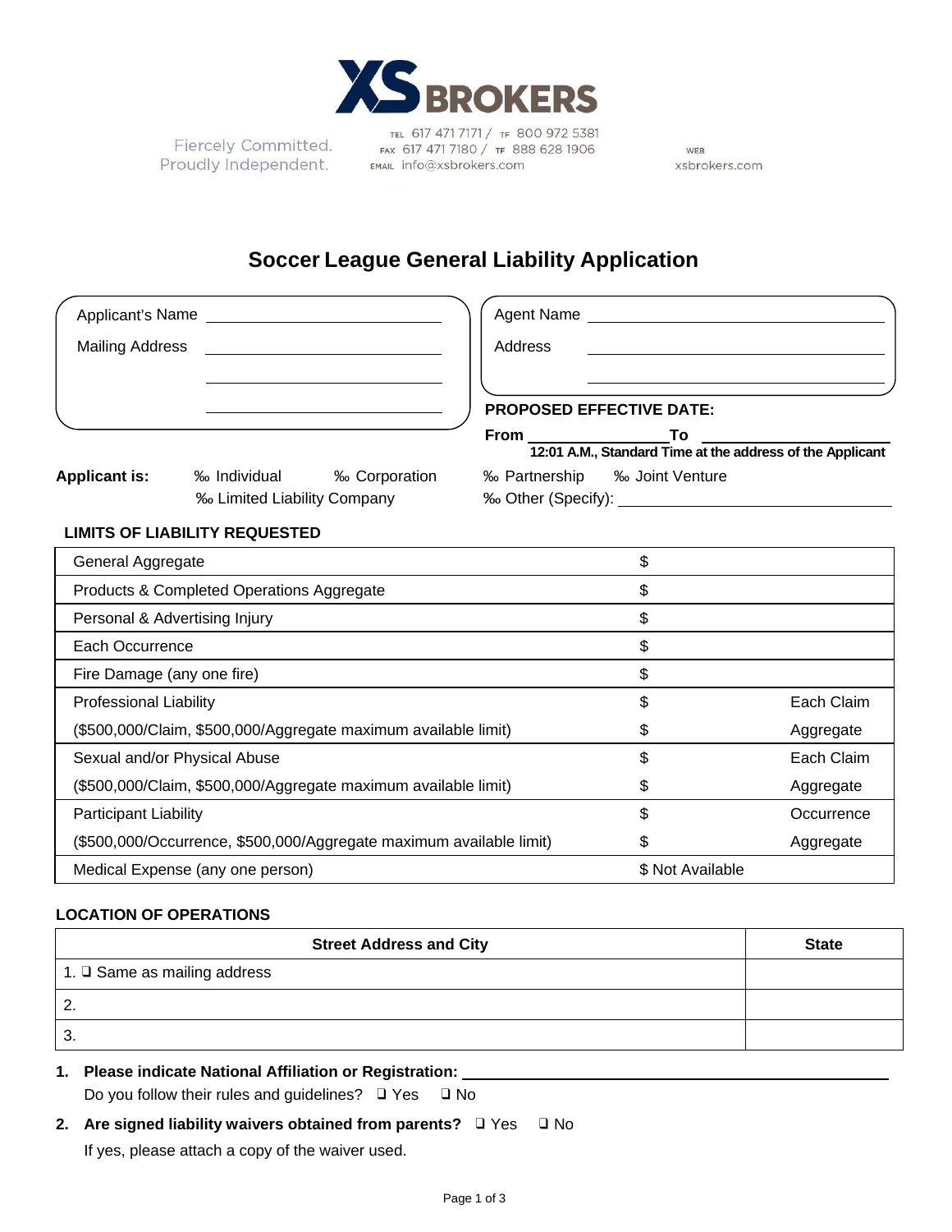**XS BROKERS**

Fiercely Committed.
Proudly Independent.

TEL 617 471 7171 / TF 800 972 5381
FAX 617 471 7180 / TF 888 628 1906
EMAIL info@xsbrokers.com

WEB xsbrokers.com

# Soccer League General Liability Application

Applicant's Name \_\_\_\_\_\_\_\_\_\_\_\_\_\_\_\_\_\_\_\_\_\_\_\_\_\_\_\_

Mailing Address \_\_\_\_\_\_\_\_\_\_\_\_\_\_\_\_\_\_\_\_\_\_\_\_\_\_\_\_

\_\_\_\_\_\_\_\_\_\_\_\_\_\_\_\_\_\_\_\_\_\_\_\_\_\_\_\_

\_\_\_\_\_\_\_\_\_\_\_\_\_\_\_\_\_\_\_\_\_\_\_\_\_\_\_\_

Agent Name \_\_\_\_\_\_\_\_\_\_\_\_\_\_\_\_\_\_\_\_\_\_\_\_\_\_\_\_

Address \_\_\_\_\_\_\_\_\_\_\_\_\_\_\_\_\_\_\_\_\_\_\_\_\_\_\_\_

\_\_\_\_\_\_\_\_\_\_\_\_\_\_\_\_\_\_\_\_\_\_\_\_\_\_\_\_

**PROPOSED EFFECTIVE DATE:**

**From** \_\_\_\_\_\_\_\_\_\_\_\_\_\_ **To** \_\_\_\_\_\_\_\_\_\_\_\_\_\_

**12:01 A.M., Standard Time at the address of the Applicant**

**Applicant is:** ‰ Individual ‰ Corporation ‰ Partnership ‰ Joint Venture ‰ Limited Liability Company ‰ Other (Specify): \_\_\_\_\_\_\_\_\_\_\_\_\_\_\_\_\_\_\_\_

**LIMITS OF LIABILITY REQUESTED**

| Coverage | Limit | |
|---|---|---|
| General Aggregate | $ | |
| Products & Completed Operations Aggregate | $ | |
| Personal & Advertising Injury | $ | |
| Each Occurrence | $ | |
| Fire Damage (any one fire) | $ | |
| Professional Liability | $ | Each Claim |
| ($500,000/Claim, $500,000/Aggregate maximum available limit) | $ | Aggregate |
| Sexual and/or Physical Abuse | $ | Each Claim |
| ($500,000/Claim, $500,000/Aggregate maximum available limit) | $ | Aggregate |
| Participant Liability | $ | Occurrence |
| ($500,000/Occurrence, $500,000/Aggregate maximum available limit) | $ | Aggregate |
| Medical Expense (any one person) | $ Not Available | |

**LOCATION OF OPERATIONS**

| Street Address and City | State |
|---|---|
| 1. ❑ Same as mailing address | |
| 2. | |
| 3. | |

1. **Please indicate National Affiliation or Registration:** \_\_\_\_\_\_\_\_\_\_\_\_\_\_\_\_\_\_\_\_\_\_\_\_\_\_\_\_

   Do you follow their rules and guidelines? ❑ Yes ❑ No

2. **Are signed liability waivers obtained from parents?** ❑ Yes ❑ No

   If yes, please attach a copy of the waiver used.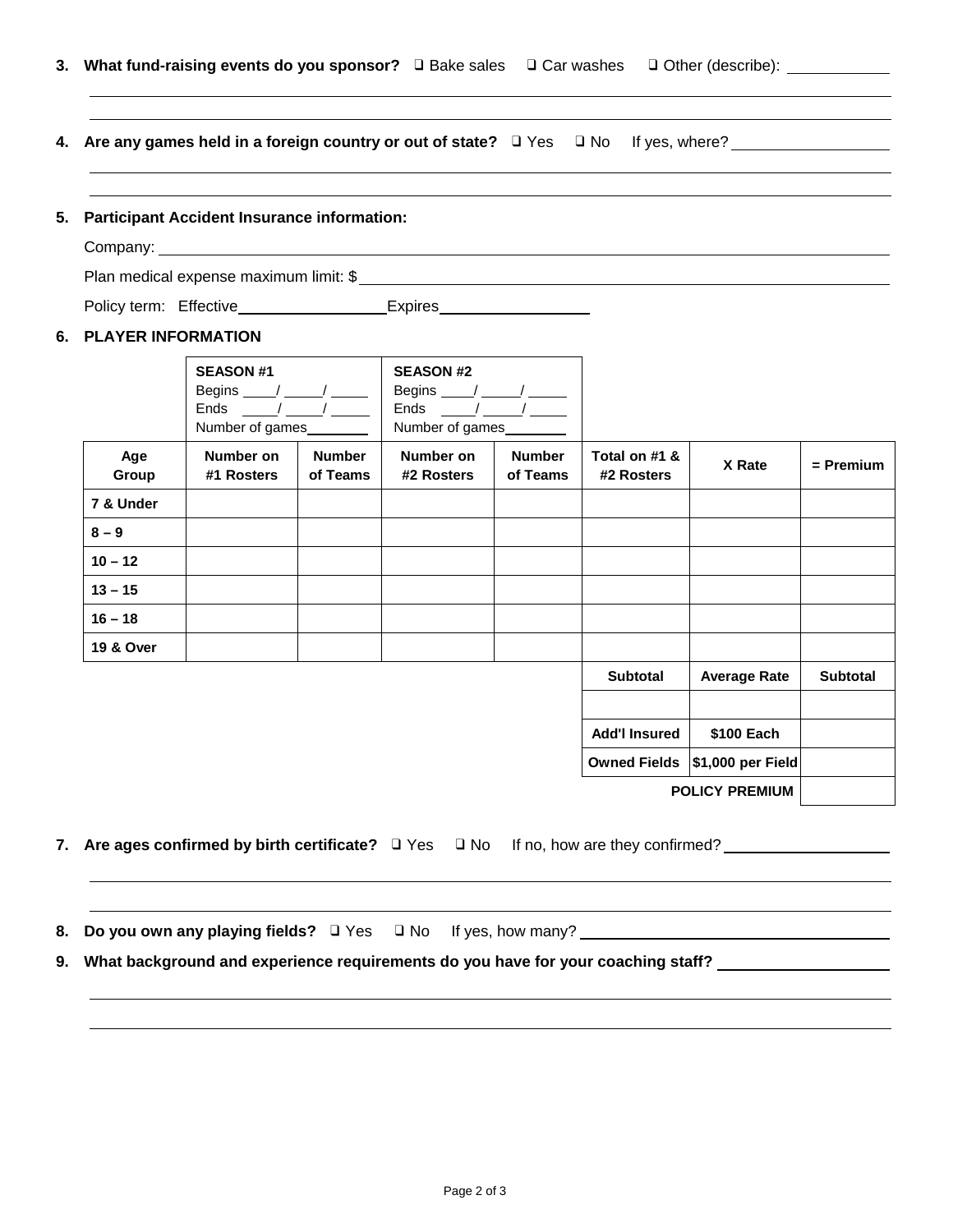3. **What fund-raising events do you sponsor?** ❑ Bake sales ❑ Car washes ❑ Other (describe): \_\_\_\_\_\_\_\_\_\_

4. **Are any games held in a foreign country or out of state?** ❑ Yes ❑ No If yes, where? \_\_\_\_\_\_\_\_\_\_

5. **Participant Accident Insurance information:**

   Company: \_\_\_\_\_\_\_\_\_\_

   Plan medical expense maximum limit: $ \_\_\_\_\_\_\_\_\_\_

   Policy term: Effective \_\_\_\_\_\_\_\_\_\_ Expires \_\_\_\_\_\_\_\_\_\_

6. **PLAYER INFORMATION**

| | **SEASON #1** Begins \_\_\_/\_\_\_/\_\_\_ Ends \_\_\_/\_\_\_/\_\_\_ Number of games\_\_\_\_ | | **SEASON #2** Begins \_\_\_/\_\_\_/\_\_\_ Ends \_\_\_/\_\_\_/\_\_\_ Number of games\_\_\_\_ | | | | |
|---|---|---|---|---|---|---|---|
| **Age Group** | **Number on #1 Rosters** | **Number of Teams** | **Number on #2 Rosters** | **Number of Teams** | **Total on #1 & #2 Rosters** | **X Rate** | **= Premium** |
| **7 & Under** | | | | | | | |
| **8 – 9** | | | | | | | |
| **10 – 12** | | | | | | | |
| **13 – 15** | | | | | | | |
| **16 – 18** | | | | | | | |
| **19 & Over** | | | | | | | |
| | | | | | **Subtotal** | **Average Rate** | **Subtotal** |
| | | | | | | | |
| | | | | | **Add'l Insured** | **$100 Each** | |
| | | | | | **Owned Fields** | **$1,000 per Field** | |
| | | | | | | **POLICY PREMIUM** | |

7. **Are ages confirmed by birth certificate?** ❑ Yes ❑ No If no, how are they confirmed? \_\_\_\_\_\_\_\_\_\_

8. **Do you own any playing fields?** ❑ Yes ❑ No If yes, how many? \_\_\_\_\_\_\_\_\_\_

9. **What background and experience requirements do you have for your coaching staff?** \_\_\_\_\_\_\_\_\_\_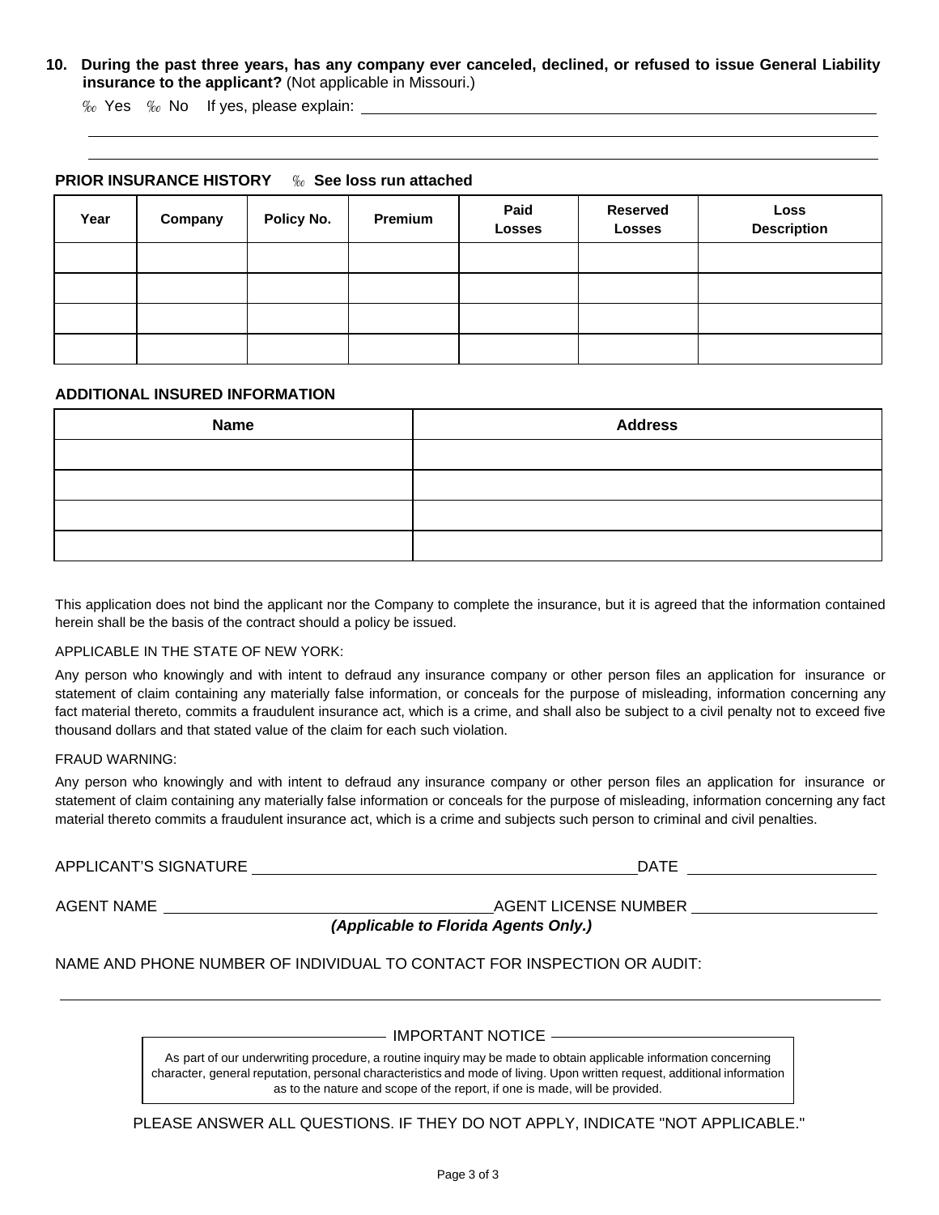**10. During the past three years, has any company ever canceled, declined, or refused to issue General Liability insurance to the applicant?** (Not applicable in Missouri.)

‰ Yes ‰ No If yes, please explain: \_\_\_\_\_\_\_\_\_\_\_\_\_\_\_\_\_\_\_\_\_\_\_\_\_\_\_\_\_\_\_\_\_\_\_\_\_\_\_\_

\_\_\_\_\_\_\_\_\_\_\_\_\_\_\_\_\_\_\_\_\_\_\_\_\_\_\_\_\_\_\_\_\_\_\_\_\_\_\_\_\_\_\_\_\_\_\_\_\_\_\_\_\_\_\_\_\_\_\_\_\_\_\_\_

\_\_\_\_\_\_\_\_\_\_\_\_\_\_\_\_\_\_\_\_\_\_\_\_\_\_\_\_\_\_\_\_\_\_\_\_\_\_\_\_\_\_\_\_\_\_\_\_\_\_\_\_\_\_\_\_\_\_\_\_\_\_\_\_

**PRIOR INSURANCE HISTORY** ‰ **See loss run attached**

| Year | Company | Policy No. | Premium | Paid Losses | Reserved Losses | Loss Description |
|---|---|---|---|---|---|---|
| | | | | | | |
| | | | | | | |
| | | | | | | |
| | | | | | | |

**ADDITIONAL INSURED INFORMATION**

| Name | Address |
|---|---|
| | |
| | |
| | |
| | |

This application does not bind the applicant nor the Company to complete the insurance, but it is agreed that the information contained herein shall be the basis of the contract should a policy be issued.

APPLICABLE IN THE STATE OF NEW YORK:

Any person who knowingly and with intent to defraud any insurance company or other person files an application for insurance or statement of claim containing any materially false information, or conceals for the purpose of misleading, information concerning any fact material thereto, commits a fraudulent insurance act, which is a crime, and shall also be subject to a civil penalty not to exceed five thousand dollars and that stated value of the claim for each such violation.

FRAUD WARNING:

Any person who knowingly and with intent to defraud any insurance company or other person files an application for insurance or statement of claim containing any materially false information or conceals for the purpose of misleading, information concerning any fact material thereto commits a fraudulent insurance act, which is a crime and subjects such person to criminal and civil penalties.

APPLICANT'S SIGNATURE \_\_\_\_\_\_\_\_\_\_\_\_\_\_\_\_\_\_\_\_\_\_\_\_\_\_\_\_\_\_\_\_ DATE \_\_\_\_\_\_\_\_\_\_\_\_\_\_\_\_

AGENT NAME \_\_\_\_\_\_\_\_\_\_\_\_\_\_\_\_\_\_\_\_\_\_\_\_\_\_ AGENT LICENSE NUMBER \_\_\_\_\_\_\_\_\_\_\_\_\_\_\_\_

***(Applicable to Florida Agents Only.)***

NAME AND PHONE NUMBER OF INDIVIDUAL TO CONTACT FOR INSPECTION OR AUDIT:

\_\_\_\_\_\_\_\_\_\_\_\_\_\_\_\_\_\_\_\_\_\_\_\_\_\_\_\_\_\_\_\_\_\_\_\_\_\_\_\_\_\_\_\_\_\_\_\_\_\_\_\_\_\_\_\_\_\_\_\_\_\_\_\_

IMPORTANT NOTICE

As part of our underwriting procedure, a routine inquiry may be made to obtain applicable information concerning character, general reputation, personal characteristics and mode of living. Upon written request, additional information as to the nature and scope of the report, if one is made, will be provided.

PLEASE ANSWER ALL QUESTIONS. IF THEY DO NOT APPLY, INDICATE "NOT APPLICABLE."